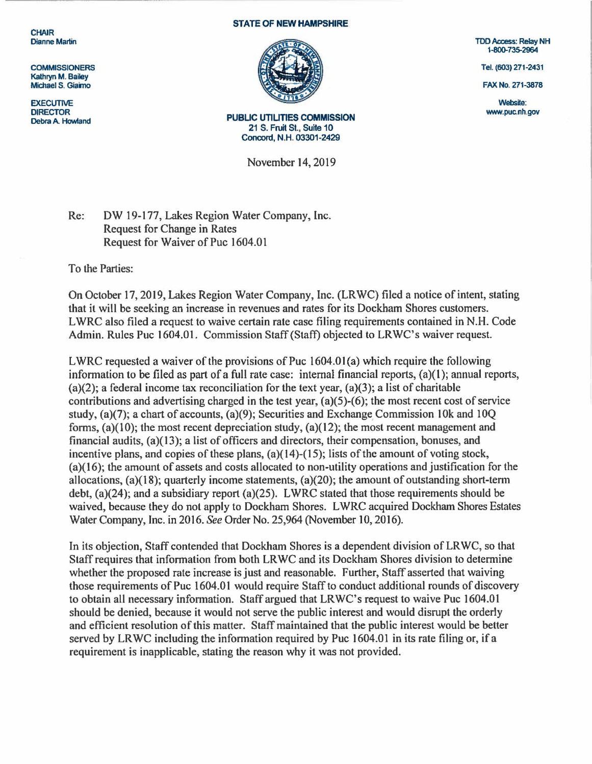CHAIR
Dianne Martin

COMMISSIONERS
Kathryn M. Bailey
Michael S. Giaimo

EXECUTIVE DIRECTOR
Debra A. Howland

**STATE OF NEW HAMPSHIRE**

**PUBLIC UTILITIES COMMISSION**
21 S. Fruit St., Suite 10
Concord, N.H. 03301-2429

TDD Access: Relay NH
1-800-735-2964

Tel. (603) 271-2431

FAX No. 271-3878

Website:
www.puc.nh.gov

November 14, 2019

Re: DW 19-177, Lakes Region Water Company, Inc.
Request for Change in Rates
Request for Waiver of Puc 1604.01

To the Parties:

On October 17, 2019, Lakes Region Water Company, Inc. (LRWC) filed a notice of intent, stating that it will be seeking an increase in revenues and rates for its Dockham Shores customers. LWRC also filed a request to waive certain rate case filing requirements contained in N.H. Code Admin. Rules Puc 1604.01. Commission Staff (Staff) objected to LRWC's waiver request.

LWRC requested a waiver of the provisions of Puc 1604.01(a) which require the following information to be filed as part of a full rate case: internal financial reports, (a)(1); annual reports, (a)(2); a federal income tax reconciliation for the text year, (a)(3); a list of charitable contributions and advertising charged in the test year, (a)(5)-(6); the most recent cost of service study, (a)(7); a chart of accounts, (a)(9); Securities and Exchange Commission 10k and 10Q forms, (a)(10); the most recent depreciation study, (a)(12); the most recent management and financial audits, (a)(13); a list of officers and directors, their compensation, bonuses, and incentive plans, and copies of these plans, (a)(14)-(15); lists of the amount of voting stock, (a)(16); the amount of assets and costs allocated to non-utility operations and justification for the allocations, (a)(18); quarterly income statements, (a)(20); the amount of outstanding short-term debt, (a)(24); and a subsidiary report (a)(25). LWRC stated that those requirements should be waived, because they do not apply to Dockham Shores. LWRC acquired Dockham Shores Estates Water Company, Inc. in 2016. *See* Order No. 25,964 (November 10, 2016).

In its objection, Staff contended that Dockham Shores is a dependent division of LRWC, so that Staff requires that information from both LRWC and its Dockham Shores division to determine whether the proposed rate increase is just and reasonable. Further, Staff asserted that waiving those requirements of Puc 1604.01 would require Staff to conduct additional rounds of discovery to obtain all necessary information. Staff argued that LRWC's request to waive Puc 1604.01 should be denied, because it would not serve the public interest and would disrupt the orderly and efficient resolution of this matter. Staff maintained that the public interest would be better served by LRWC including the information required by Puc 1604.01 in its rate filing or, if a requirement is inapplicable, stating the reason why it was not provided.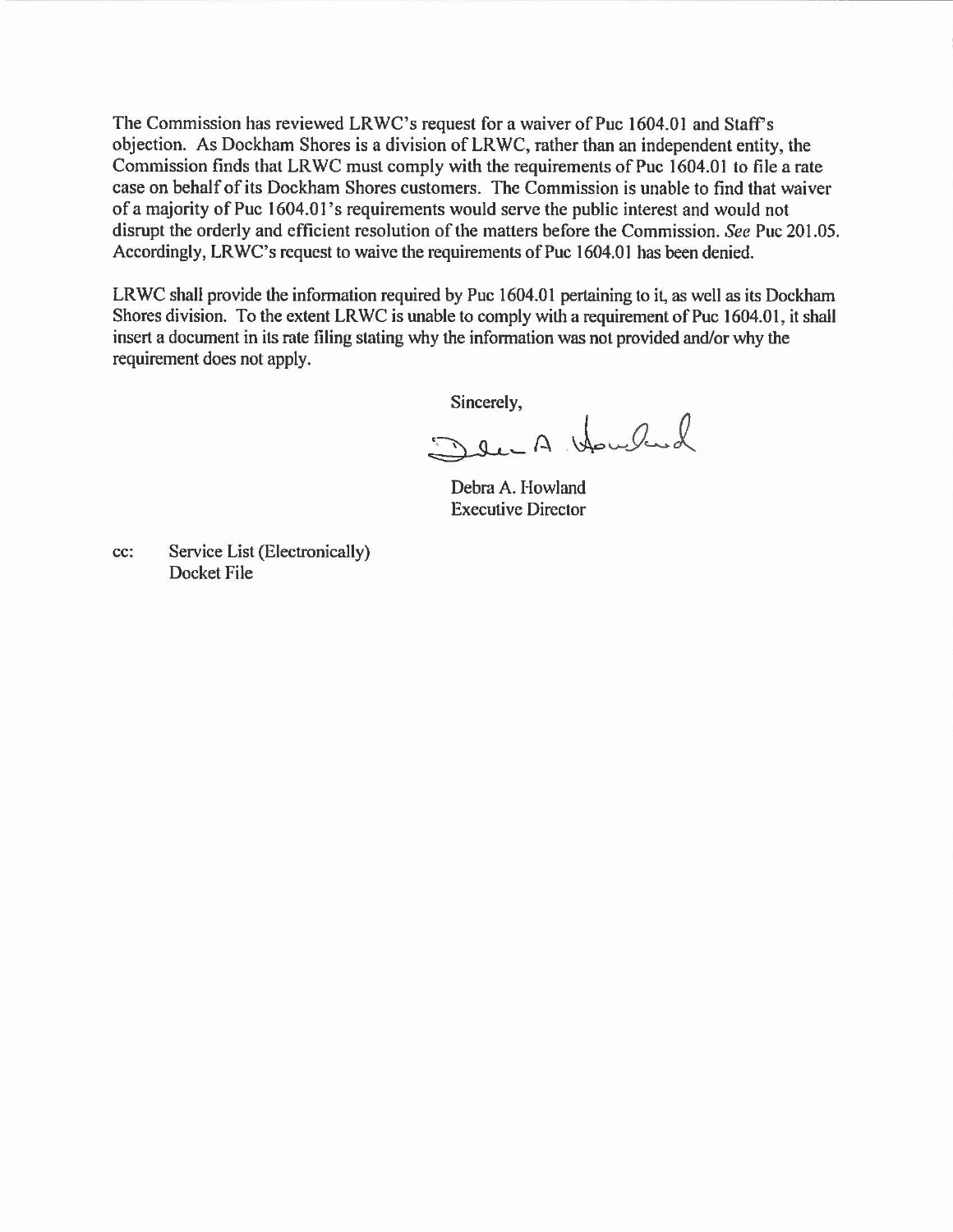The Commission has reviewed LRWC's request for a waiver of Puc 1604.01 and Staff's objection. As Dockham Shores is a division of LRWC, rather than an independent entity, the Commission finds that LRWC must comply with the requirements of Puc 1604.01 to file a rate case on behalf of its Dockham Shores customers. The Commission is unable to find that waiver of a majority of Puc 1604.01's requirements would serve the public interest and would not disrupt the orderly and efficient resolution of the matters before the Commission. *See* Puc 201.05. Accordingly, LRWC's request to waive the requirements of Puc 1604.01 has been denied.

LRWC shall provide the information required by Puc 1604.01 pertaining to it, as well as its Dockham Shores division. To the extent LRWC is unable to comply with a requirement of Puc 1604.01, it shall insert a document in its rate filing stating why the information was not provided and/or why the requirement does not apply.

Sincerely,

Debra A. Howland
Executive Director

cc: Service List (Electronically)
Docket File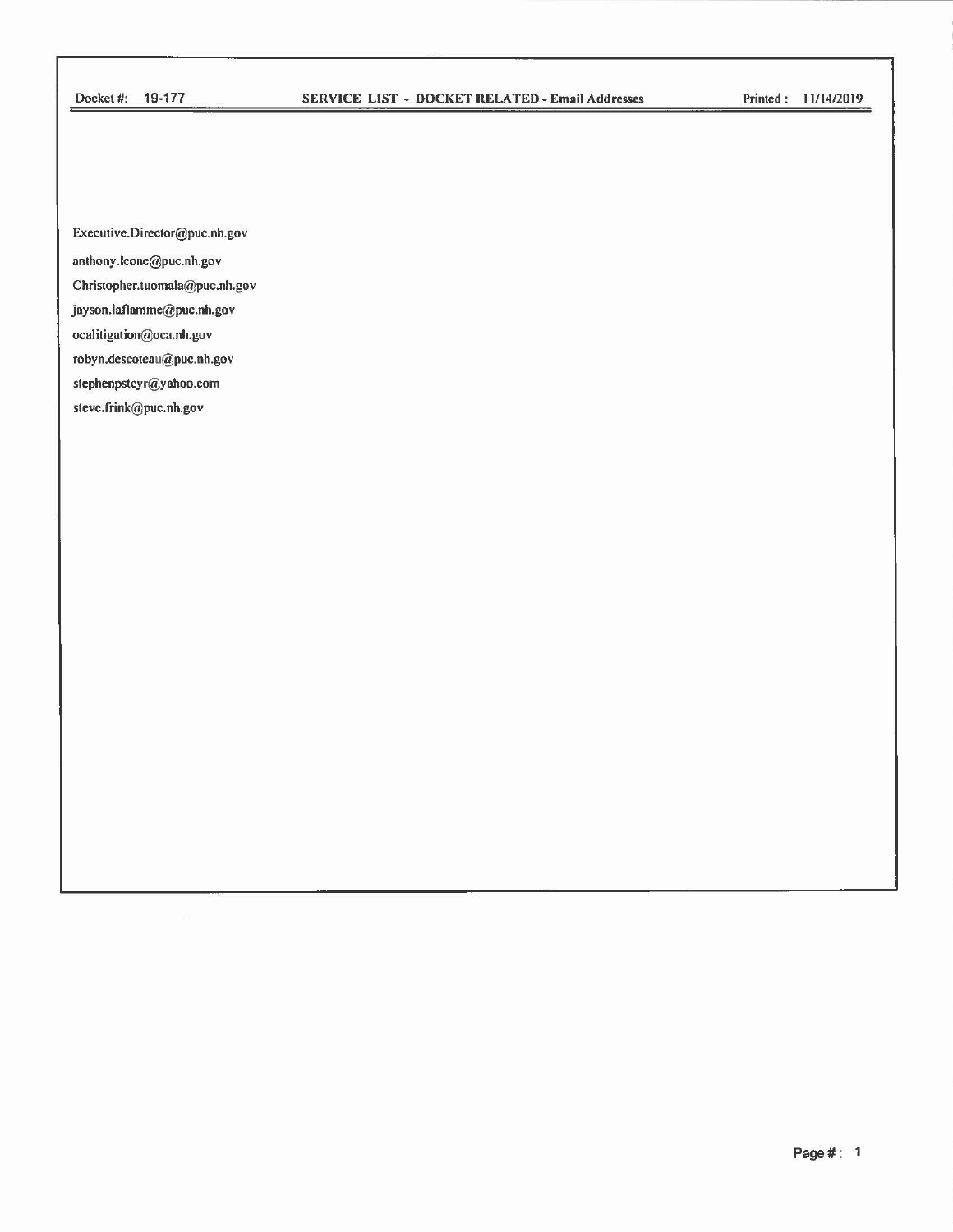Docket #: 19-177 **SERVICE LIST - DOCKET RELATED - Email Addresses** Printed: 11/14/2019

Executive.Director@puc.nh.gov

anthony.leone@puc.nh.gov

Christopher.tuomala@puc.nh.gov

jayson.laflamme@puc.nh.gov

ocalitigation@oca.nh.gov

robyn.descoteau@puc.nh.gov

stephenpstcyr@yahoo.com

steve.frink@puc.nh.gov